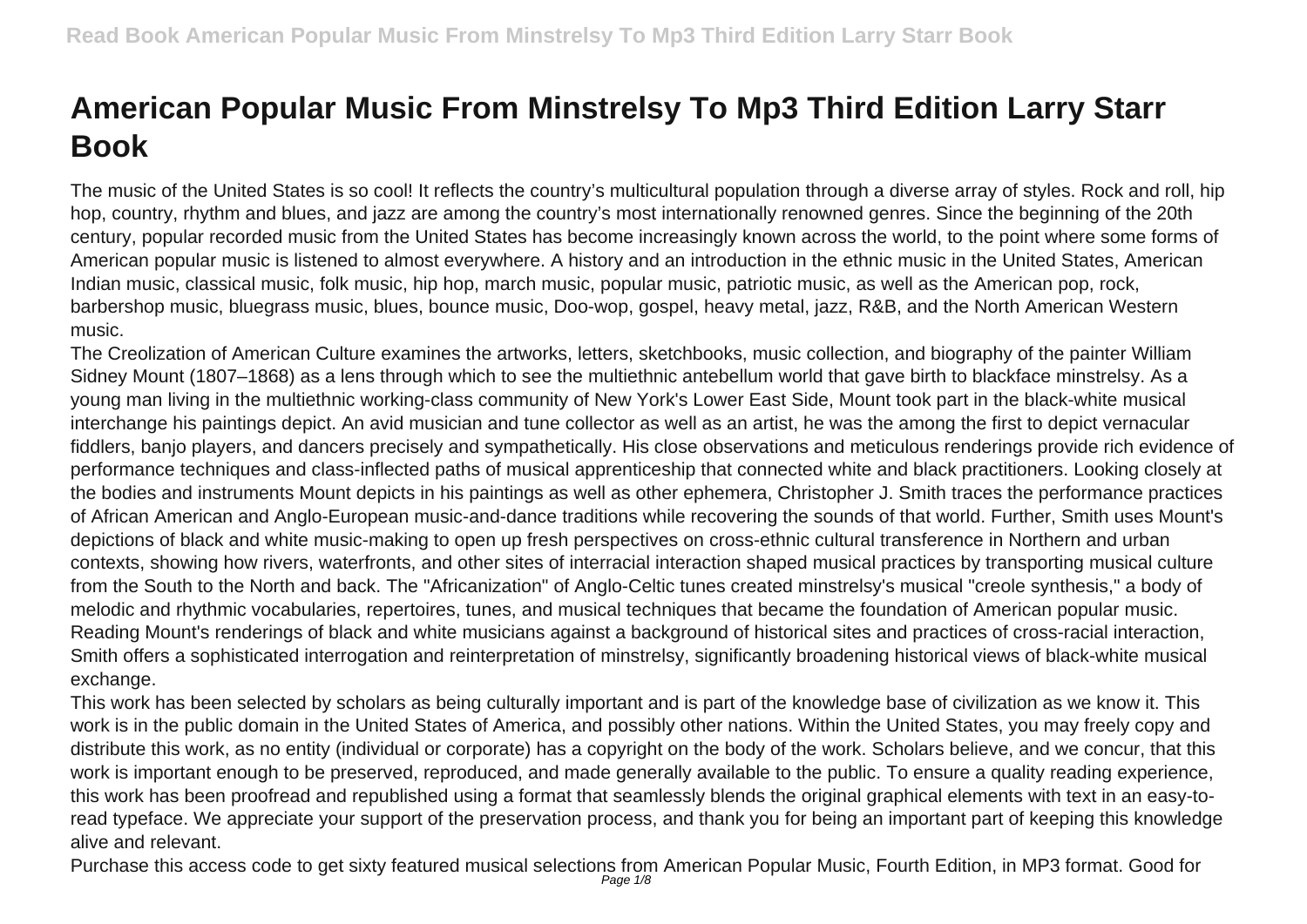# American Popular Music From Minstrelsy To Mp3 Third Edition Larry Starr Book

The music of the United States is so cool! It reflects the country's multicultural population through a diverse array of styles. Rock and roll, hip hop, country, rhythm and blues, and jazz are among the country's most internationally renowned genres. Since the beginning of the 20th century, popular recorded music from the United States has become increasingly known across the world, to the point where some forms of American popular music is listened to almost everywhere. A history and an introduction in the ethnic music in the United States, American Indian music, classical music, folk music, hip hop, march music, popular music, patriotic music, as well as the American pop, rock, barbershop music, bluegrass music, blues, bounce music, Doo-wop, gospel, heavy metal, jazz, R&B, and the North American Western music.

The Creolization of American Culture examines the artworks, letters, sketchbooks, music collection, and biography of the painter William Sidney Mount (1807–1868) as a lens through which to see the multiethnic antebellum world that gave birth to blackface minstrelsy. As a young man living in the multiethnic working-class community of New York's Lower East Side, Mount took part in the black-white musical interchange his paintings depict. An avid musician and tune collector as well as an artist, he was the among the first to depict vernacular fiddlers, banjo players, and dancers precisely and sympathetically. His close observations and meticulous renderings provide rich evidence of performance techniques and class-inflected paths of musical apprenticeship that connected white and black practitioners. Looking closely at the bodies and instruments Mount depicts in his paintings as well as other ephemera, Christopher J. Smith traces the performance practices of African American and Anglo-European music-and-dance traditions while recovering the sounds of that world. Further, Smith uses Mount's depictions of black and white music-making to open up fresh perspectives on cross-ethnic cultural transference in Northern and urban contexts, showing how rivers, waterfronts, and other sites of interracial interaction shaped musical practices by transporting musical culture from the South to the North and back. The "Africanization" of Anglo-Celtic tunes created minstrelsy's musical "creole synthesis," a body of melodic and rhythmic vocabularies, repertoires, tunes, and musical techniques that became the foundation of American popular music. Reading Mount's renderings of black and white musicians against a background of historical sites and practices of cross-racial interaction, Smith offers a sophisticated interrogation and reinterpretation of minstrelsy, significantly broadening historical views of black-white musical exchange.

This work has been selected by scholars as being culturally important and is part of the knowledge base of civilization as we know it. This work is in the public domain in the United States of America, and possibly other nations. Within the United States, you may freely copy and distribute this work, as no entity (individual or corporate) has a copyright on the body of the work. Scholars believe, and we concur, that this work is important enough to be preserved, reproduced, and made generally available to the public. To ensure a quality reading experience, this work has been proofread and republished using a format that seamlessly blends the original graphical elements with text in an easy-to-read typeface. We appreciate your support of the preservation process, and thank you for being an important part of keeping this knowledge alive and relevant.

Purchase this access code to get sixty featured musical selections from American Popular Music, Fourth Edition, in MP3 format. Good for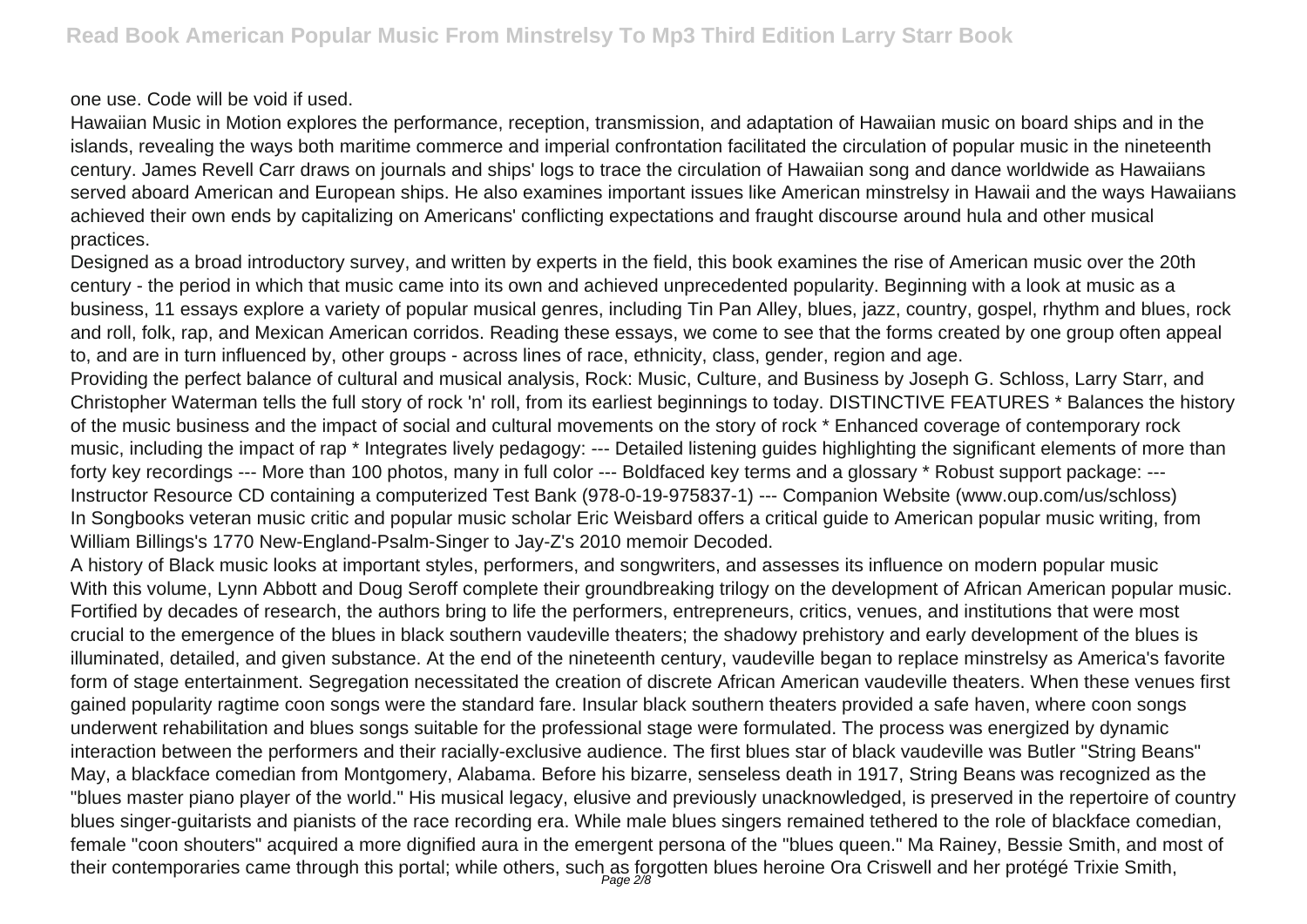one use. Code will be void if used.

Hawaiian Music in Motion explores the performance, reception, transmission, and adaptation of Hawaiian music on board ships and in the islands, revealing the ways both maritime commerce and imperial confrontation facilitated the circulation of popular music in the nineteenth century. James Revell Carr draws on journals and ships' logs to trace the circulation of Hawaiian song and dance worldwide as Hawaiians served aboard American and European ships. He also examines important issues like American minstrelsy in Hawaii and the ways Hawaiians achieved their own ends by capitalizing on Americans' conflicting expectations and fraught discourse around hula and other musical practices.

Designed as a broad introductory survey, and written by experts in the field, this book examines the rise of American music over the 20th century - the period in which that music came into its own and achieved unprecedented popularity. Beginning with a look at music as a business, 11 essays explore a variety of popular musical genres, including Tin Pan Alley, blues, jazz, country, gospel, rhythm and blues, rock and roll, folk, rap, and Mexican American corridos. Reading these essays, we come to see that the forms created by one group often appeal to, and are in turn influenced by, other groups - across lines of race, ethnicity, class, gender, region and age.

Providing the perfect balance of cultural and musical analysis, Rock: Music, Culture, and Business by Joseph G. Schloss, Larry Starr, and Christopher Waterman tells the full story of rock 'n' roll, from its earliest beginnings to today. DISTINCTIVE FEATURES * Balances the history of the music business and the impact of social and cultural movements on the story of rock * Enhanced coverage of contemporary rock music, including the impact of rap * Integrates lively pedagogy: --- Detailed listening guides highlighting the significant elements of more than forty key recordings --- More than 100 photos, many in full color --- Boldfaced key terms and a glossary * Robust support package: --- Instructor Resource CD containing a computerized Test Bank (978-0-19-975837-1) --- Companion Website (www.oup.com/us/schloss)

In Songbooks veteran music critic and popular music scholar Eric Weisbard offers a critical guide to American popular music writing, from William Billings's 1770 New-England-Psalm-Singer to Jay-Z's 2010 memoir Decoded.

A history of Black music looks at important styles, performers, and songwriters, and assesses its influence on modern popular music

With this volume, Lynn Abbott and Doug Seroff complete their groundbreaking trilogy on the development of African American popular music. Fortified by decades of research, the authors bring to life the performers, entrepreneurs, critics, venues, and institutions that were most crucial to the emergence of the blues in black southern vaudeville theaters; the shadowy prehistory and early development of the blues is illuminated, detailed, and given substance. At the end of the nineteenth century, vaudeville began to replace minstrelsy as America's favorite form of stage entertainment. Segregation necessitated the creation of discrete African American vaudeville theaters. When these venues first gained popularity ragtime coon songs were the standard fare. Insular black southern theaters provided a safe haven, where coon songs underwent rehabilitation and blues songs suitable for the professional stage were formulated. The process was energized by dynamic interaction between the performers and their racially-exclusive audience. The first blues star of black vaudeville was Butler "String Beans" May, a blackface comedian from Montgomery, Alabama. Before his bizarre, senseless death in 1917, String Beans was recognized as the "blues master piano player of the world." His musical legacy, elusive and previously unacknowledged, is preserved in the repertoire of country blues singer-guitarists and pianists of the race recording era. While male blues singers remained tethered to the role of blackface comedian, female "coon shouters" acquired a more dignified aura in the emergent persona of the "blues queen." Ma Rainey, Bessie Smith, and most of their contemporaries came through this portal; while others, such as forgotten blues heroine Ora Criswell and her protégé Trixie Smith,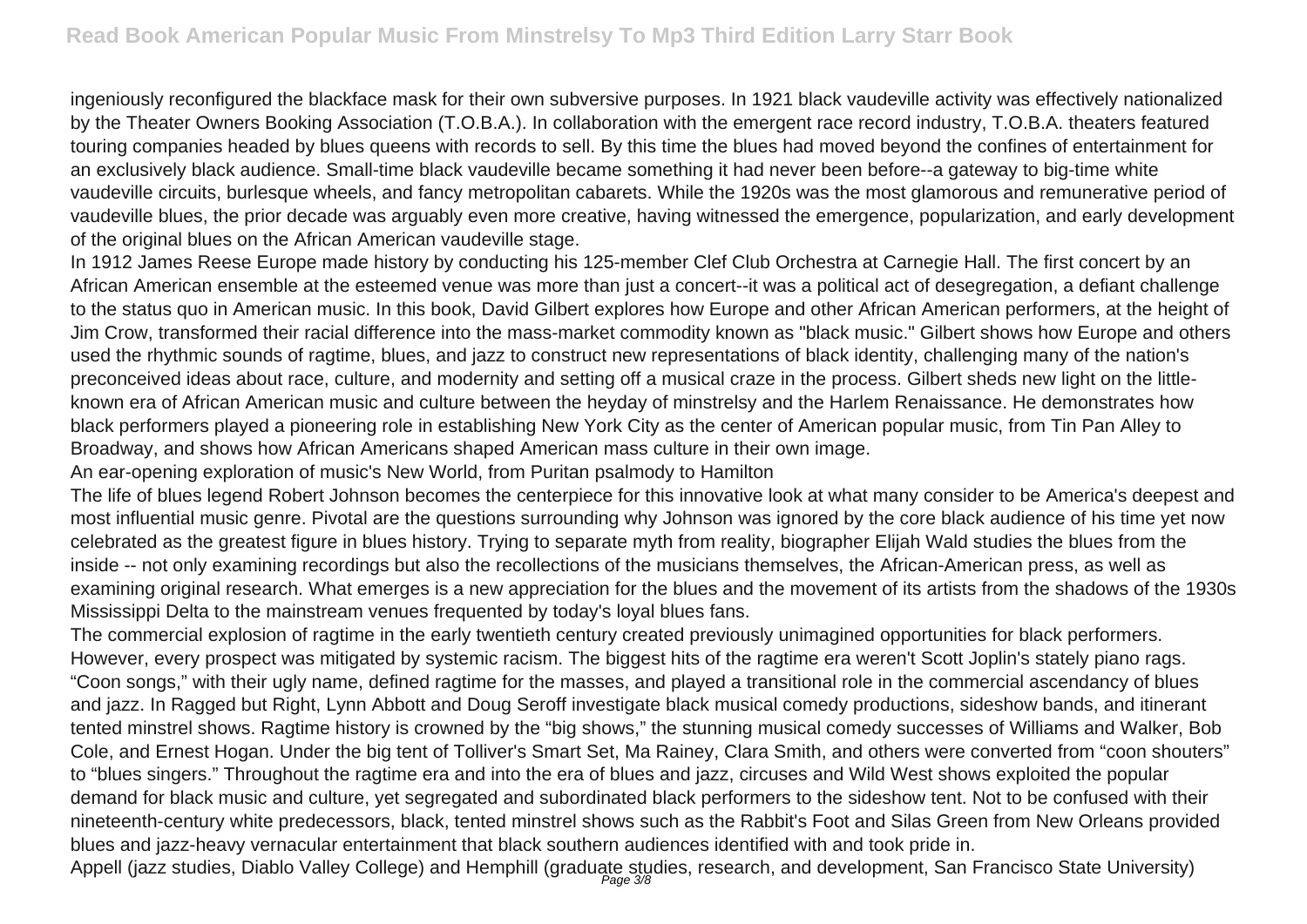ingeniously reconfigured the blackface mask for their own subversive purposes. In 1921 black vaudeville activity was effectively nationalized by the Theater Owners Booking Association (T.O.B.A.). In collaboration with the emergent race record industry, T.O.B.A. theaters featured touring companies headed by blues queens with records to sell. By this time the blues had moved beyond the confines of entertainment for an exclusively black audience. Small-time black vaudeville became something it had never been before--a gateway to big-time white vaudeville circuits, burlesque wheels, and fancy metropolitan cabarets. While the 1920s was the most glamorous and remunerative period of vaudeville blues, the prior decade was arguably even more creative, having witnessed the emergence, popularization, and early development of the original blues on the African American vaudeville stage.

In 1912 James Reese Europe made history by conducting his 125-member Clef Club Orchestra at Carnegie Hall. The first concert by an African American ensemble at the esteemed venue was more than just a concert--it was a political act of desegregation, a defiant challenge to the status quo in American music. In this book, David Gilbert explores how Europe and other African American performers, at the height of Jim Crow, transformed their racial difference into the mass-market commodity known as "black music." Gilbert shows how Europe and others used the rhythmic sounds of ragtime, blues, and jazz to construct new representations of black identity, challenging many of the nation's preconceived ideas about race, culture, and modernity and setting off a musical craze in the process. Gilbert sheds new light on the little-known era of African American music and culture between the heyday of minstrelsy and the Harlem Renaissance. He demonstrates how black performers played a pioneering role in establishing New York City as the center of American popular music, from Tin Pan Alley to Broadway, and shows how African Americans shaped American mass culture in their own image.

An ear-opening exploration of music's New World, from Puritan psalmody to Hamilton

The life of blues legend Robert Johnson becomes the centerpiece for this innovative look at what many consider to be America's deepest and most influential music genre. Pivotal are the questions surrounding why Johnson was ignored by the core black audience of his time yet now celebrated as the greatest figure in blues history. Trying to separate myth from reality, biographer Elijah Wald studies the blues from the inside -- not only examining recordings but also the recollections of the musicians themselves, the African-American press, as well as examining original research. What emerges is a new appreciation for the blues and the movement of its artists from the shadows of the 1930s Mississippi Delta to the mainstream venues frequented by today's loyal blues fans.

The commercial explosion of ragtime in the early twentieth century created previously unimagined opportunities for black performers. However, every prospect was mitigated by systemic racism. The biggest hits of the ragtime era weren't Scott Joplin's stately piano rags. "Coon songs," with their ugly name, defined ragtime for the masses, and played a transitional role in the commercial ascendancy of blues and jazz. In Ragged but Right, Lynn Abbott and Doug Seroff investigate black musical comedy productions, sideshow bands, and itinerant tented minstrel shows. Ragtime history is crowned by the "big shows," the stunning musical comedy successes of Williams and Walker, Bob Cole, and Ernest Hogan. Under the big tent of Tolliver's Smart Set, Ma Rainey, Clara Smith, and others were converted from "coon shouters" to "blues singers." Throughout the ragtime era and into the era of blues and jazz, circuses and Wild West shows exploited the popular demand for black music and culture, yet segregated and subordinated black performers to the sideshow tent. Not to be confused with their nineteenth-century white predecessors, black, tented minstrel shows such as the Rabbit's Foot and Silas Green from New Orleans provided blues and jazz-heavy vernacular entertainment that black southern audiences identified with and took pride in.

Appell (jazz studies, Diablo Valley College) and Hemphill (graduate studies, research, and development, San Francisco State University)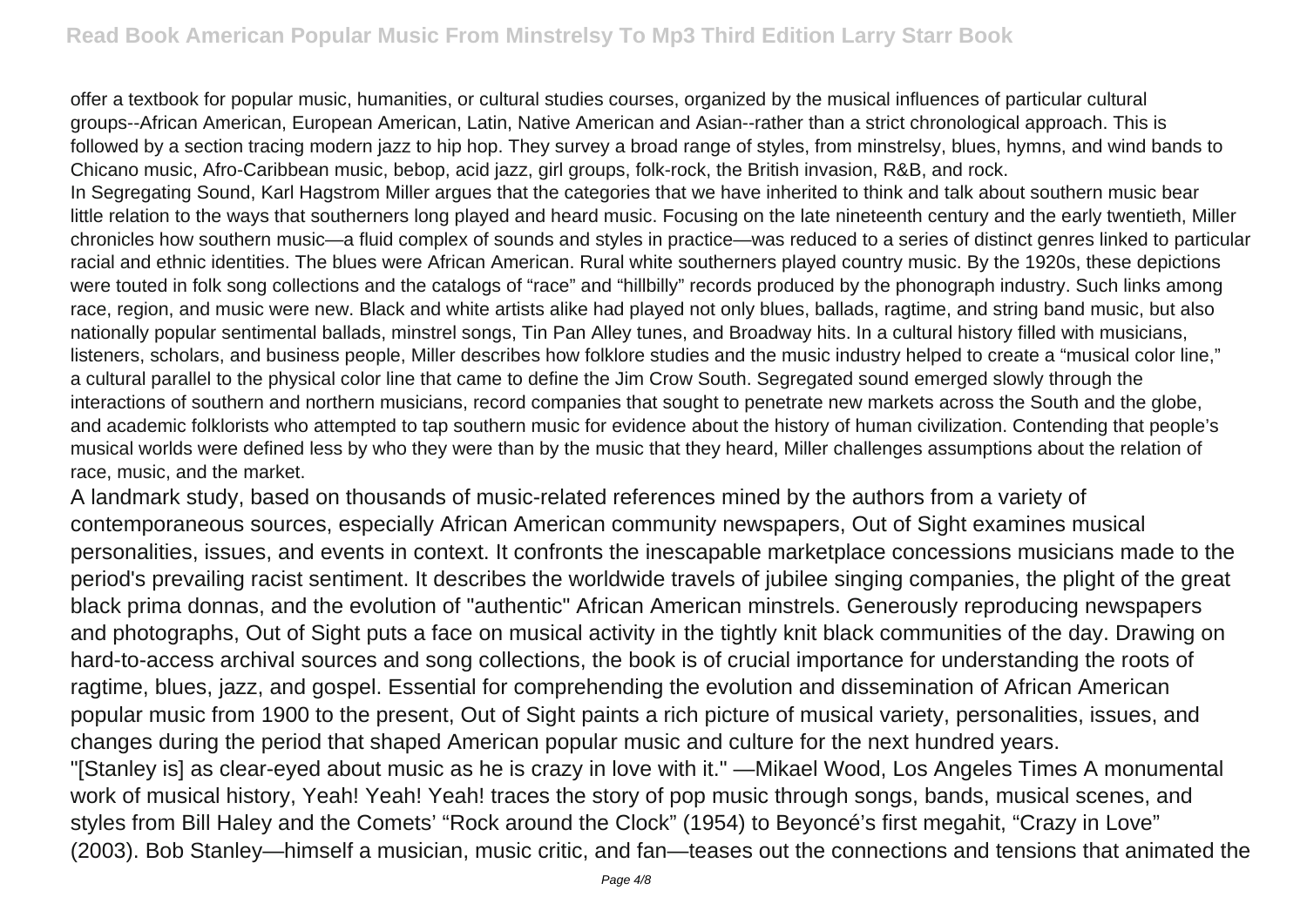offer a textbook for popular music, humanities, or cultural studies courses, organized by the musical influences of particular cultural groups--African American, European American, Latin, Native American and Asian--rather than a strict chronological approach. This is followed by a section tracing modern jazz to hip hop. They survey a broad range of styles, from minstrelsy, blues, hymns, and wind bands to Chicano music, Afro-Caribbean music, bebop, acid jazz, girl groups, folk-rock, the British invasion, R&B, and rock.

In Segregating Sound, Karl Hagstrom Miller argues that the categories that we have inherited to think and talk about southern music bear little relation to the ways that southerners long played and heard music. Focusing on the late nineteenth century and the early twentieth, Miller chronicles how southern music—a fluid complex of sounds and styles in practice—was reduced to a series of distinct genres linked to particular racial and ethnic identities. The blues were African American. Rural white southerners played country music. By the 1920s, these depictions were touted in folk song collections and the catalogs of "race" and "hillbilly" records produced by the phonograph industry. Such links among race, region, and music were new. Black and white artists alike had played not only blues, ballads, ragtime, and string band music, but also nationally popular sentimental ballads, minstrel songs, Tin Pan Alley tunes, and Broadway hits. In a cultural history filled with musicians, listeners, scholars, and business people, Miller describes how folklore studies and the music industry helped to create a "musical color line," a cultural parallel to the physical color line that came to define the Jim Crow South. Segregated sound emerged slowly through the interactions of southern and northern musicians, record companies that sought to penetrate new markets across the South and the globe, and academic folklorists who attempted to tap southern music for evidence about the history of human civilization. Contending that people's musical worlds were defined less by who they were than by the music that they heard, Miller challenges assumptions about the relation of race, music, and the market.

A landmark study, based on thousands of music-related references mined by the authors from a variety of contemporaneous sources, especially African American community newspapers, Out of Sight examines musical personalities, issues, and events in context. It confronts the inescapable marketplace concessions musicians made to the period's prevailing racist sentiment. It describes the worldwide travels of jubilee singing companies, the plight of the great black prima donnas, and the evolution of "authentic" African American minstrels. Generously reproducing newspapers and photographs, Out of Sight puts a face on musical activity in the tightly knit black communities of the day. Drawing on hard-to-access archival sources and song collections, the book is of crucial importance for understanding the roots of ragtime, blues, jazz, and gospel. Essential for comprehending the evolution and dissemination of African American popular music from 1900 to the present, Out of Sight paints a rich picture of musical variety, personalities, issues, and changes during the period that shaped American popular music and culture for the next hundred years.

"[Stanley is] as clear-eyed about music as he is crazy in love with it." —Mikael Wood, Los Angeles Times A monumental work of musical history, Yeah! Yeah! Yeah! traces the story of pop music through songs, bands, musical scenes, and styles from Bill Haley and the Comets' "Rock around the Clock" (1954) to Beyoncé's first megahit, "Crazy in Love" (2003). Bob Stanley—himself a musician, music critic, and fan—teases out the connections and tensions that animated the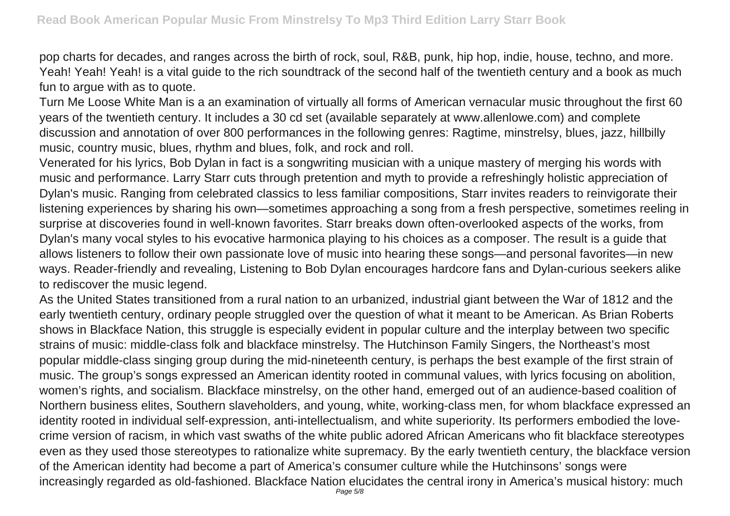pop charts for decades, and ranges across the birth of rock, soul, R&B, punk, hip hop, indie, house, techno, and more. Yeah! Yeah! Yeah! is a vital guide to the rich soundtrack of the second half of the twentieth century and a book as much fun to argue with as to quote.

Turn Me Loose White Man is a an examination of virtually all forms of American vernacular music throughout the first 60 years of the twentieth century. It includes a 30 cd set (available separately at www.allenlowe.com) and complete discussion and annotation of over 800 performances in the following genres: Ragtime, minstrelsy, blues, jazz, hillbilly music, country music, blues, rhythm and blues, folk, and rock and roll.

Venerated for his lyrics, Bob Dylan in fact is a songwriting musician with a unique mastery of merging his words with music and performance. Larry Starr cuts through pretention and myth to provide a refreshingly holistic appreciation of Dylan's music. Ranging from celebrated classics to less familiar compositions, Starr invites readers to reinvigorate their listening experiences by sharing his own—sometimes approaching a song from a fresh perspective, sometimes reeling in surprise at discoveries found in well-known favorites. Starr breaks down often-overlooked aspects of the works, from Dylan's many vocal styles to his evocative harmonica playing to his choices as a composer. The result is a guide that allows listeners to follow their own passionate love of music into hearing these songs—and personal favorites—in new ways. Reader-friendly and revealing, Listening to Bob Dylan encourages hardcore fans and Dylan-curious seekers alike to rediscover the music legend.

As the United States transitioned from a rural nation to an urbanized, industrial giant between the War of 1812 and the early twentieth century, ordinary people struggled over the question of what it meant to be American. As Brian Roberts shows in Blackface Nation, this struggle is especially evident in popular culture and the interplay between two specific strains of music: middle-class folk and blackface minstrelsy. The Hutchinson Family Singers, the Northeast's most popular middle-class singing group during the mid-nineteenth century, is perhaps the best example of the first strain of music. The group's songs expressed an American identity rooted in communal values, with lyrics focusing on abolition, women's rights, and socialism. Blackface minstrelsy, on the other hand, emerged out of an audience-based coalition of Northern business elites, Southern slaveholders, and young, white, working-class men, for whom blackface expressed an identity rooted in individual self-expression, anti-intellectualism, and white superiority. Its performers embodied the love-crime version of racism, in which vast swaths of the white public adored African Americans who fit blackface stereotypes even as they used those stereotypes to rationalize white supremacy. By the early twentieth century, the blackface version of the American identity had become a part of America's consumer culture while the Hutchinsons' songs were increasingly regarded as old-fashioned. Blackface Nation elucidates the central irony in America's musical history: much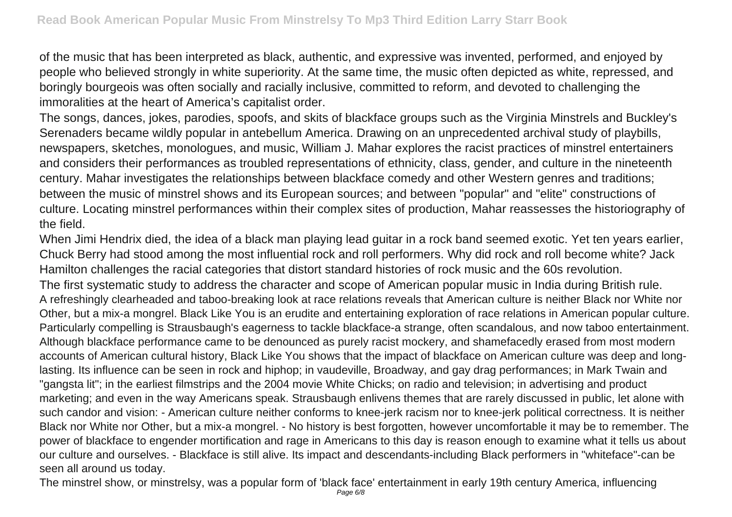of the music that has been interpreted as black, authentic, and expressive was invented, performed, and enjoyed by people who believed strongly in white superiority. At the same time, the music often depicted as white, repressed, and boringly bourgeois was often socially and racially inclusive, committed to reform, and devoted to challenging the immoralities at the heart of America's capitalist order.

The songs, dances, jokes, parodies, spoofs, and skits of blackface groups such as the Virginia Minstrels and Buckley's Serenaders became wildly popular in antebellum America. Drawing on an unprecedented archival study of playbills, newspapers, sketches, monologues, and music, William J. Mahar explores the racist practices of minstrel entertainers and considers their performances as troubled representations of ethnicity, class, gender, and culture in the nineteenth century. Mahar investigates the relationships between blackface comedy and other Western genres and traditions; between the music of minstrel shows and its European sources; and between "popular" and "elite" constructions of culture. Locating minstrel performances within their complex sites of production, Mahar reassesses the historiography of the field.

When Jimi Hendrix died, the idea of a black man playing lead guitar in a rock band seemed exotic. Yet ten years earlier, Chuck Berry had stood among the most influential rock and roll performers. Why did rock and roll become white? Jack Hamilton challenges the racial categories that distort standard histories of rock music and the 60s revolution.

The first systematic study to address the character and scope of American popular music in India during British rule.

A refreshingly clearheaded and taboo-breaking look at race relations reveals that American culture is neither Black nor White nor Other, but a mix-a mongrel. Black Like You is an erudite and entertaining exploration of race relations in American popular culture. Particularly compelling is Strausbaugh's eagerness to tackle blackface-a strange, often scandalous, and now taboo entertainment. Although blackface performance came to be denounced as purely racist mockery, and shamefacedly erased from most modern accounts of American cultural history, Black Like You shows that the impact of blackface on American culture was deep and long-lasting. Its influence can be seen in rock and hiphop; in vaudeville, Broadway, and gay drag performances; in Mark Twain and "gangsta lit"; in the earliest filmstrips and the 2004 movie White Chicks; on radio and television; in advertising and product marketing; and even in the way Americans speak. Strausbaugh enlivens themes that are rarely discussed in public, let alone with such candor and vision:

- American culture neither conforms to knee-jerk racism nor to knee-jerk political correctness. It is neither Black nor White nor Other, but a mix-a mongrel.
- No history is best forgotten, however uncomfortable it may be to remember. The power of blackface to engender mortification and rage in Americans to this day is reason enough to examine what it tells us about our culture and ourselves.
- Blackface is still alive. Its impact and descendants-including Black performers in "whiteface"-can be seen all around us today.

The minstrel show, or minstrelsy, was a popular form of 'black face' entertainment in early 19th century America, influencing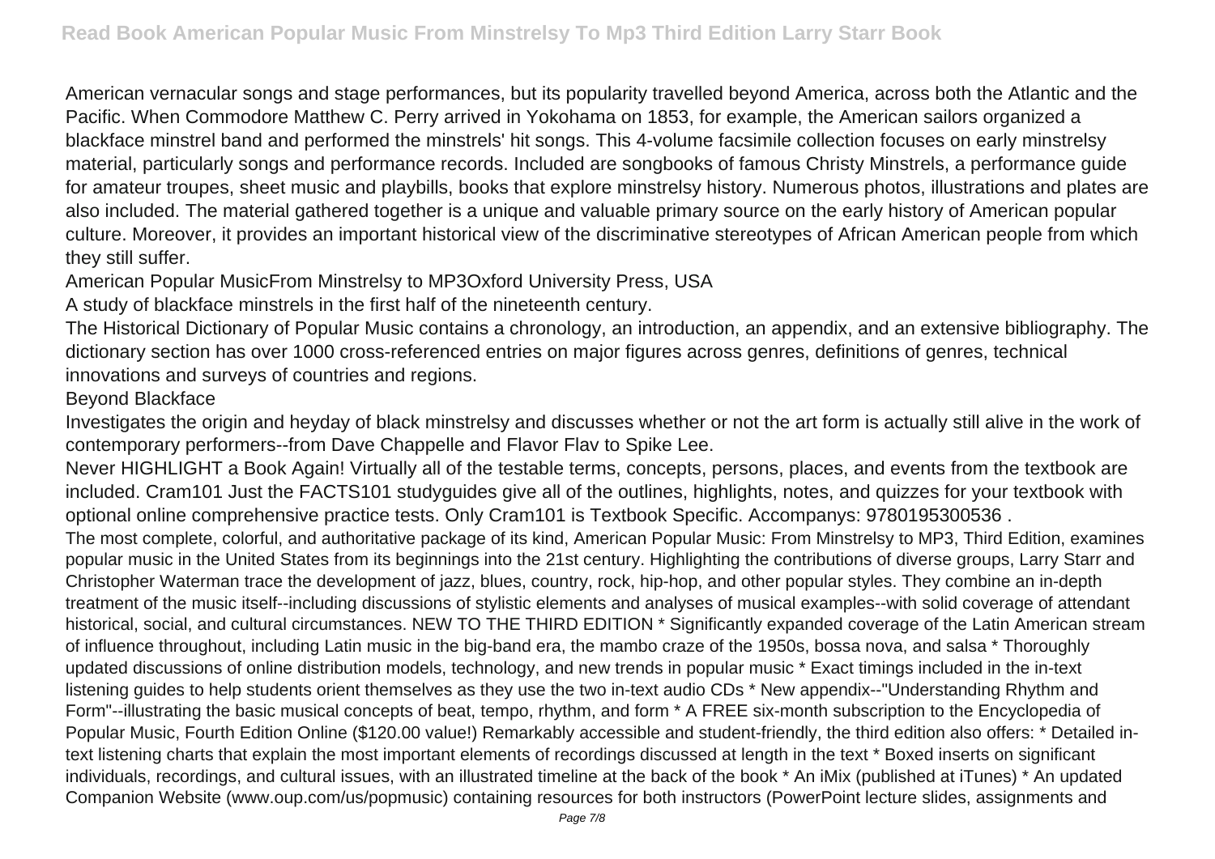American vernacular songs and stage performances, but its popularity travelled beyond America, across both the Atlantic and the Pacific. When Commodore Matthew C. Perry arrived in Yokohama on 1853, for example, the American sailors organized a blackface minstrel band and performed the minstrels' hit songs. This 4-volume facsimile collection focuses on early minstrelsy material, particularly songs and performance records. Included are songbooks of famous Christy Minstrels, a performance guide for amateur troupes, sheet music and playbills, books that explore minstrelsy history. Numerous photos, illustrations and plates are also included. The material gathered together is a unique and valuable primary source on the early history of American popular culture. Moreover, it provides an important historical view of the discriminative stereotypes of African American people from which they still suffer.

American Popular MusicFrom Minstrelsy to MP3Oxford University Press, USA

A study of blackface minstrels in the first half of the nineteenth century.

The Historical Dictionary of Popular Music contains a chronology, an introduction, an appendix, and an extensive bibliography. The dictionary section has over 1000 cross-referenced entries on major figures across genres, definitions of genres, technical innovations and surveys of countries and regions.

Beyond Blackface

Investigates the origin and heyday of black minstrelsy and discusses whether or not the art form is actually still alive in the work of contemporary performers--from Dave Chappelle and Flavor Flav to Spike Lee.

Never HIGHLIGHT a Book Again! Virtually all of the testable terms, concepts, persons, places, and events from the textbook are included. Cram101 Just the FACTS101 studyguides give all of the outlines, highlights, notes, and quizzes for your textbook with optional online comprehensive practice tests. Only Cram101 is Textbook Specific. Accompanys: 9780195300536 .

The most complete, colorful, and authoritative package of its kind, American Popular Music: From Minstrelsy to MP3, Third Edition, examines popular music in the United States from its beginnings into the 21st century. Highlighting the contributions of diverse groups, Larry Starr and Christopher Waterman trace the development of jazz, blues, country, rock, hip-hop, and other popular styles. They combine an in-depth treatment of the music itself--including discussions of stylistic elements and analyses of musical examples--with solid coverage of attendant historical, social, and cultural circumstances. NEW TO THE THIRD EDITION * Significantly expanded coverage of the Latin American stream of influence throughout, including Latin music in the big-band era, the mambo craze of the 1950s, bossa nova, and salsa * Thoroughly updated discussions of online distribution models, technology, and new trends in popular music * Exact timings included in the in-text listening guides to help students orient themselves as they use the two in-text audio CDs * New appendix--"Understanding Rhythm and Form"--illustrating the basic musical concepts of beat, tempo, rhythm, and form * A FREE six-month subscription to the Encyclopedia of Popular Music, Fourth Edition Online ($120.00 value!) Remarkably accessible and student-friendly, the third edition also offers: * Detailed in-text listening charts that explain the most important elements of recordings discussed at length in the text * Boxed inserts on significant individuals, recordings, and cultural issues, with an illustrated timeline at the back of the book * An iMix (published at iTunes) * An updated Companion Website (www.oup.com/us/popmusic) containing resources for both instructors (PowerPoint lecture slides, assignments and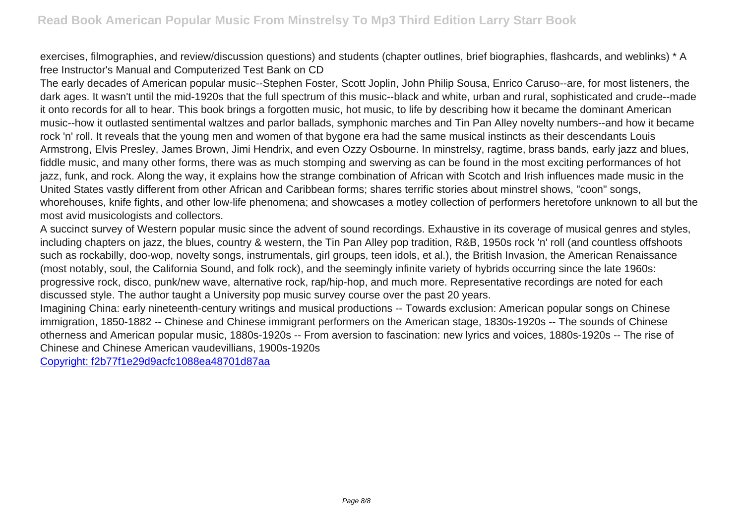exercises, filmographies, and review/discussion questions) and students (chapter outlines, brief biographies, flashcards, and weblinks) * A free Instructor's Manual and Computerized Test Bank on CD

The early decades of American popular music--Stephen Foster, Scott Joplin, John Philip Sousa, Enrico Caruso--are, for most listeners, the dark ages. It wasn't until the mid-1920s that the full spectrum of this music--black and white, urban and rural, sophisticated and crude--made it onto records for all to hear. This book brings a forgotten music, hot music, to life by describing how it became the dominant American music--how it outlasted sentimental waltzes and parlor ballads, symphonic marches and Tin Pan Alley novelty numbers--and how it became rock 'n' roll. It reveals that the young men and women of that bygone era had the same musical instincts as their descendants Louis Armstrong, Elvis Presley, James Brown, Jimi Hendrix, and even Ozzy Osbourne. In minstrelsy, ragtime, brass bands, early jazz and blues, fiddle music, and many other forms, there was as much stomping and swerving as can be found in the most exciting performances of hot jazz, funk, and rock. Along the way, it explains how the strange combination of African with Scotch and Irish influences made music in the United States vastly different from other African and Caribbean forms; shares terrific stories about minstrel shows, "coon" songs, whorehouses, knife fights, and other low-life phenomena; and showcases a motley collection of performers heretofore unknown to all but the most avid musicologists and collectors.

A succinct survey of Western popular music since the advent of sound recordings. Exhaustive in its coverage of musical genres and styles, including chapters on jazz, the blues, country & western, the Tin Pan Alley pop tradition, R&B, 1950s rock 'n' roll (and countless offshoots such as rockabilly, doo-wop, novelty songs, instrumentals, girl groups, teen idols, et al.), the British Invasion, the American Renaissance (most notably, soul, the California Sound, and folk rock), and the seemingly infinite variety of hybrids occurring since the late 1960s: progressive rock, disco, punk/new wave, alternative rock, rap/hip-hop, and much more. Representative recordings are noted for each discussed style. The author taught a University pop music survey course over the past 20 years.

Imagining China: early nineteenth-century writings and musical productions -- Towards exclusion: American popular songs on Chinese immigration, 1850-1882 -- Chinese and Chinese immigrant performers on the American stage, 1830s-1920s -- The sounds of Chinese otherness and American popular music, 1880s-1920s -- From aversion to fascination: new lyrics and voices, 1880s-1920s -- The rise of Chinese and Chinese American vaudevillians, 1900s-1920s

Copyright: f2b77f1e29d9acfc1088ea48701d87aa